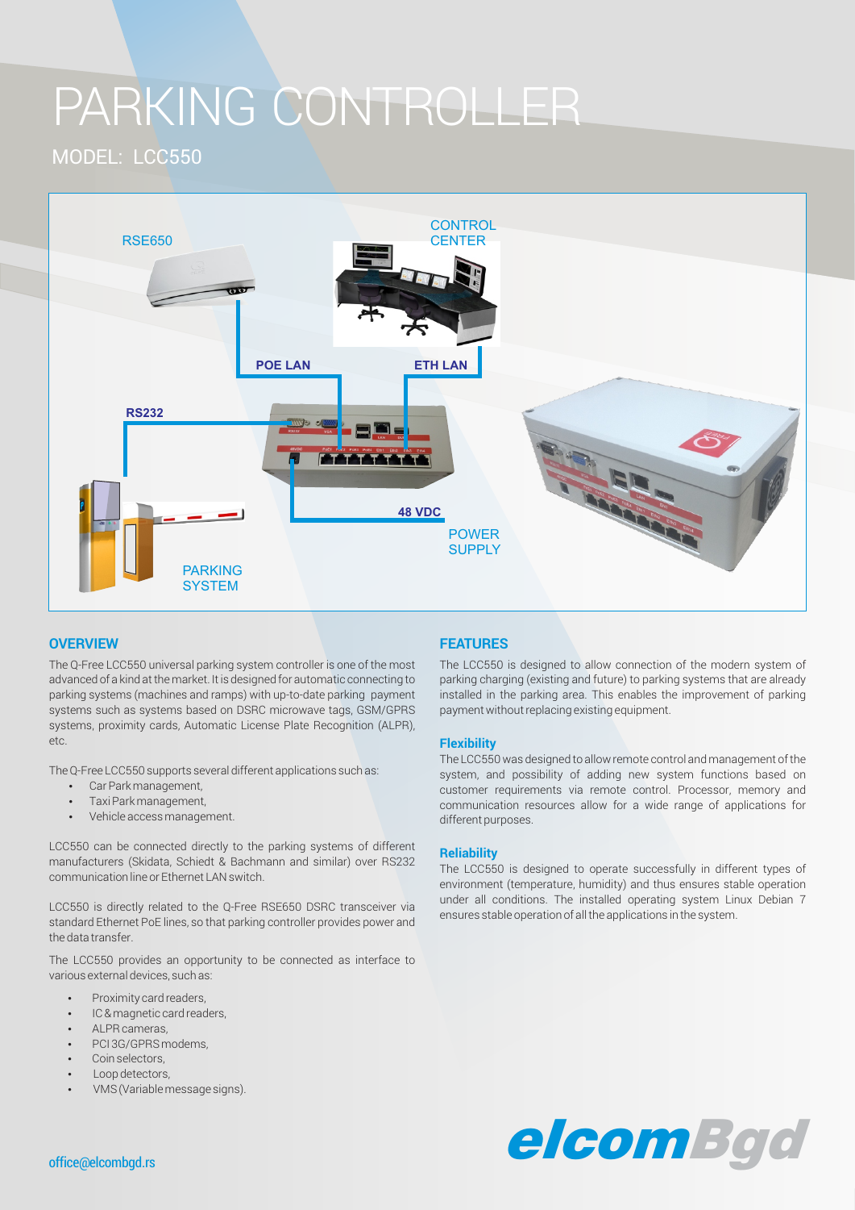# PARKING CONTROLLER

## MODEL: LCC550

RSE650

CONTROL CENTER

POE LAN

ETH LAN

RS232

48 VDC

POWER SUPPLY

PARKING SYSTEM

## OVERVIEW

The Q-Free LCC550 universal parking system controller is one of the most advanced of a kind at the market. It is designed for automatic connecting to parking systems (machines and ramps) with up-to-date parking payment systems such as systems based on DSRC microwave tags, GSM/GPRS systems, proximity cards, Automatic License Plate Recognition (ALPR), etc.

The Q-Free LCC550 supports several different applications such as:

- Car Park management,
- Taxi Park management,
- Vehicle access management.

LCC550 can be connected directly to the parking systems of different manufacturers (Skidata, Schiedt & Bachmann and similar) over RS232 communication line or Ethernet LAN switch.

LCC550 is directly related to the Q-Free RSE650 DSRC transceiver via standard Ethernet PoE lines, so that parking controller provides power and the data transfer.

The LCC550 provides an opportunity to be connected as interface to various external devices, such as:

- Proximity card readers,
- IC & magnetic card readers,
- ALPR cameras,
- PCI 3G/GPRS modems,
- Coin selectors,
- Loop detectors,
- VMS (Variable message signs).

## FEATURES

The LCC550 is designed to allow connection of the modern system of parking charging (existing and future) to parking systems that are already installed in the parking area. This enables the improvement of parking payment without replacing existing equipment.

### Flexibility

The LCC550 was designed to allow remote control and management of the system, and possibility of adding new system functions based on customer requirements via remote control. Processor, memory and communication resources allow for a wide range of applications for different purposes.

### Reliability

The LCC550 is designed to operate successfully in different types of environment (temperature, humidity) and thus ensures stable operation under all conditions. The installed operating system Linux Debian 7 ensures stable operation of all the applications in the system.

office@elcombgd.rs

elcomBgd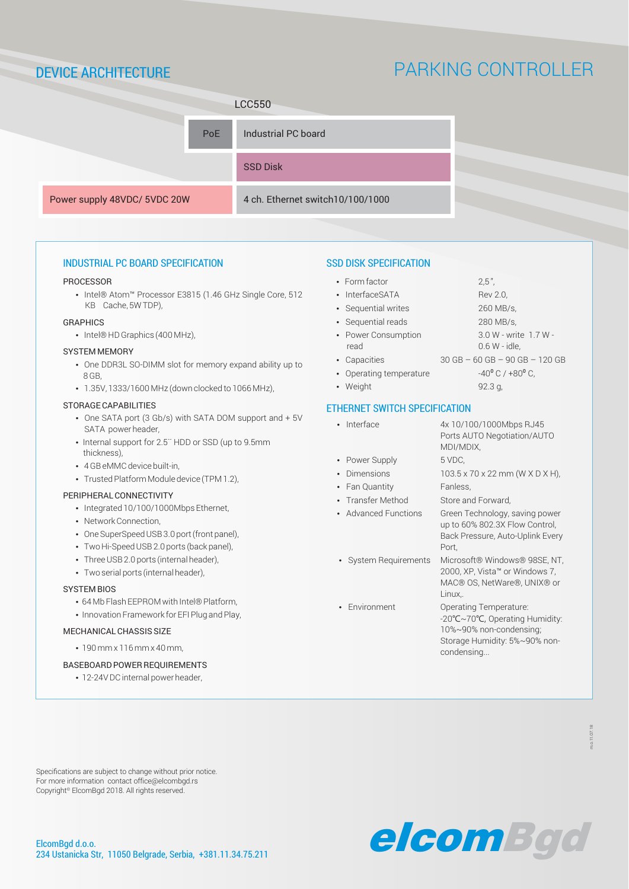## DEVICE ARCHITECTURE

# PARKING CONTROLLER

LCC550

| | |
|---|---|
| PoE | Industrial PC board |
| | SSD Disk |
| Power supply 48VDC/ 5VDC 20W | 4 ch. Ethernet switch10/100/1000 |

### INDUSTRIAL PC BOARD SPECIFICATION

PROCESSOR

- Intel® Atom™ Processor E3815 (1.46 GHz Single Core, 512 KB Cache, 5W TDP),

GRAPHICS

- Intel® HD Graphics (400 MHz),

SYSTEM MEMORY

- One DDR3L SO-DIMM slot for memory expand ability up to 8 GB,
- 1.35V, 1333/1600 MHz (down clocked to 1066 MHz),

STORAGE CAPABILITIES

- One SATA port (3 Gb/s) with SATA DOM support and + 5V SATA power header,
- Internal support for 2.5¨ HDD or SSD (up to 9.5mm thickness),
- 4 GB eMMC device built-in,
- Trusted Platform Module device (TPM 1.2),

PERIPHERAL CONNECTIVITY

- Integrated 10/100/1000Mbps Ethernet,
- Network Connection,
- One SuperSpeed USB 3.0 port (front panel),
- Two Hi-Speed USB 2.0 ports (back panel),
- Three USB 2.0 ports (internal header),
- Two serial ports (internal header),

SYSTEM BIOS

- 64 Mb Flash EEPROM with Intel® Platform,
- Innovation Framework for EFI Plug and Play,

MECHANICAL CHASSIS SIZE

- 190 mm x 116 mm x 40 mm,

BASEBOARD POWER REQUIREMENTS

- 12-24V DC internal power header,

### SSD DISK SPECIFICATION

- Form factor — 2,5",
- InterfaceSATA — Rev 2.0,
- Sequential writes — 260 MB/s,
- Sequential reads — 280 MB/s,
- Power Consumption — 3.0 W - write 1.7 W - read 0.6 W - idle,
- Capacities — 30 GB – 60 GB – 90 GB – 120 GB
- Operating temperature — -40⁰ C / +80⁰ C,
- Weight — 92.3 g,

### ETHERNET SWITCH SPECIFICATION

- Interface — 4x 10/100/1000Mbps RJ45 Ports AUTO Negotiation/AUTO MDI/MDIX,
- Power Supply — 5 VDC,
- Dimensions — 103.5 x 70 x 22 mm (W X D X H),
- Fan Quantity — Fanless,
- Transfer Method — Store and Forward,
- Advanced Functions — Green Technology, saving power up to 60% 802.3X Flow Control, Back Pressure, Auto-Uplink Every Port,
- System Requirements — Microsoft® Windows® 98SE, NT, 2000, XP, Vista™ or Windows 7, MAC® OS, NetWare®, UNIX® or Linux,.
- Environment — Operating Temperature: -20℃~70℃, Operating Humidity: 10%~90% non-condensing; Storage Humidity: 5%~90% non-condensing...

Specifications are subject to change without prior notice.
For more information contact office@elcombgd.rs
Copyright® ElcomBgd 2018. All rights reserved.

ElcomBgd d.o.o.
234 Ustanicka Str, 11050 Belgrade, Serbia, +381.11.34.75.211

elcomBgd